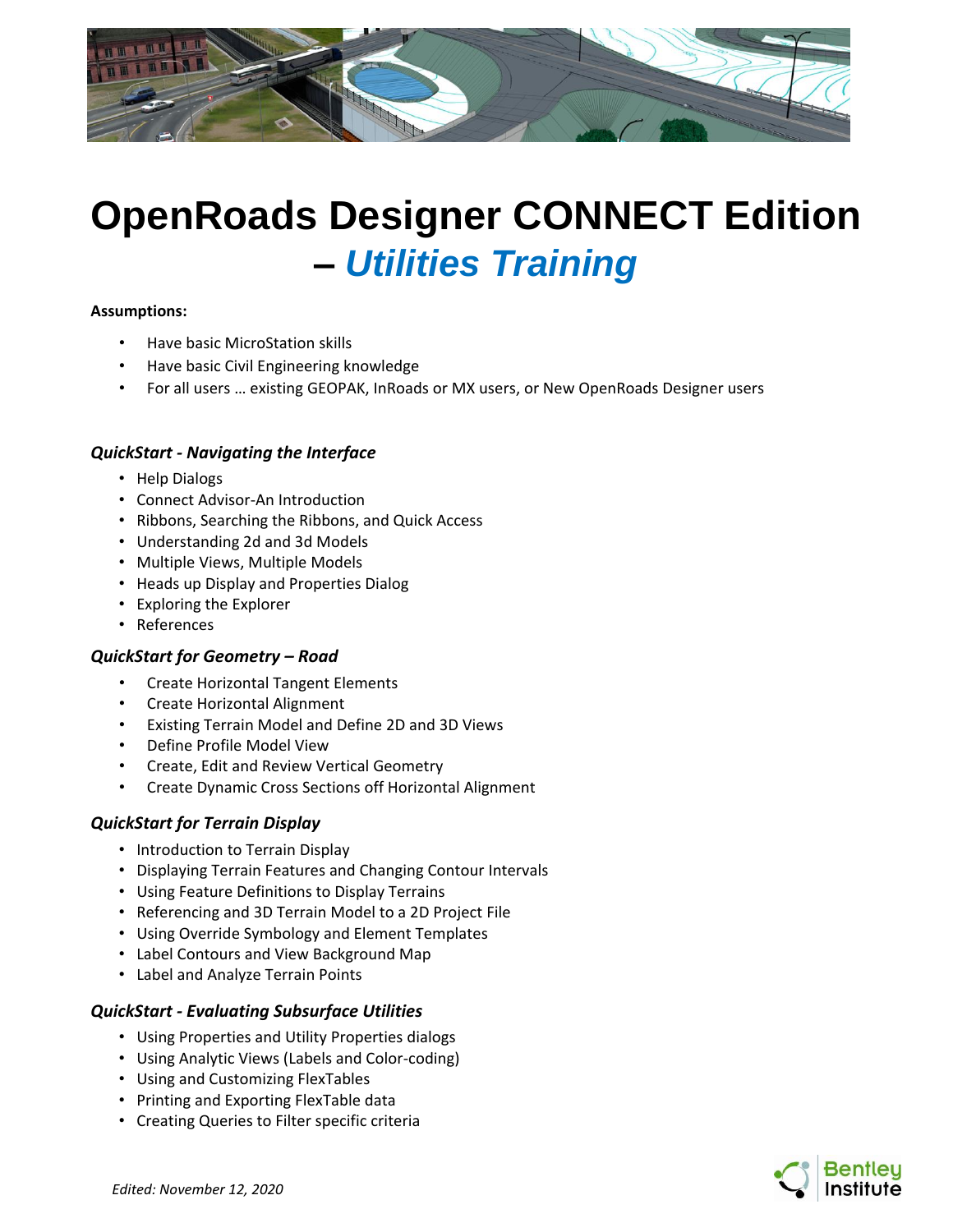# OpenRoads Designer CONNECT Edition – *Utilities Training*

**Assumptions:**

- Have basic MicroStation skills
- Have basic Civil Engineering knowledge
- For all users … existing GEOPAK, InRoads or MX users, or New OpenRoads Designer users

### *QuickStart - Navigating the Interface*

- Help Dialogs
- Connect Advisor-An Introduction
- Ribbons, Searching the Ribbons, and Quick Access
- Understanding 2d and 3d Models
- Multiple Views, Multiple Models
- Heads up Display and Properties Dialog
- Exploring the Explorer
- References

### *QuickStart for Geometry – Road*

- Create Horizontal Tangent Elements
- Create Horizontal Alignment
- Existing Terrain Model and Define 2D and 3D Views
- Define Profile Model View
- Create, Edit and Review Vertical Geometry
- Create Dynamic Cross Sections off Horizontal Alignment

### *QuickStart for Terrain Display*

- Introduction to Terrain Display
- Displaying Terrain Features and Changing Contour Intervals
- Using Feature Definitions to Display Terrains
- Referencing and 3D Terrain Model to a 2D Project File
- Using Override Symbology and Element Templates
- Label Contours and View Background Map
- Label and Analyze Terrain Points

### *QuickStart - Evaluating Subsurface Utilities*

- Using Properties and Utility Properties dialogs
- Using Analytic Views (Labels and Color-coding)
- Using and Customizing FlexTables
- Printing and Exporting FlexTable data
- Creating Queries to Filter specific criteria

*Edited: November 12, 2020*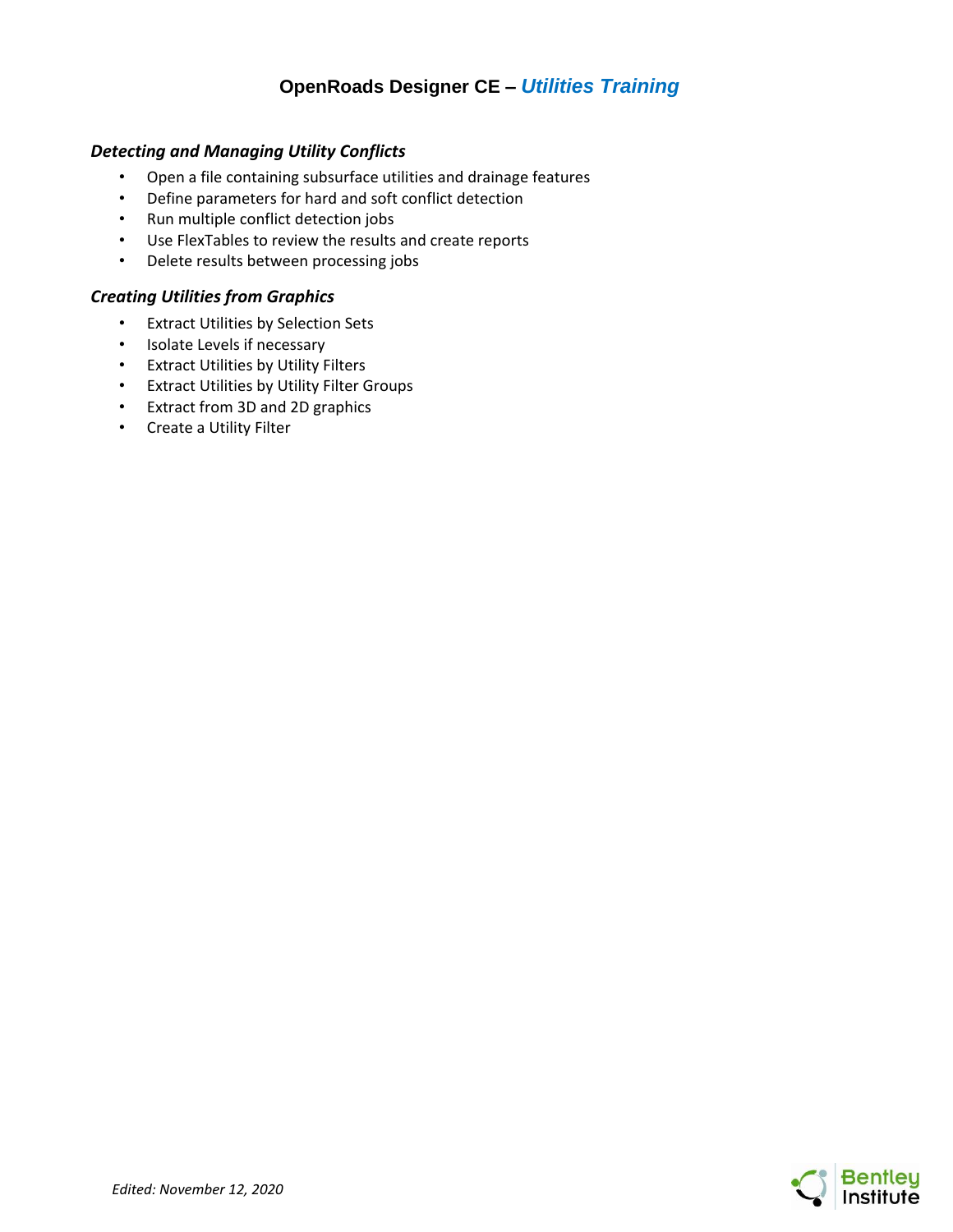# OpenRoads Designer CE – *Utilities Training*

### *Detecting and Managing Utility Conflicts*

- Open a file containing subsurface utilities and drainage features
- Define parameters for hard and soft conflict detection
- Run multiple conflict detection jobs
- Use FlexTables to review the results and create reports
- Delete results between processing jobs

### *Creating Utilities from Graphics*

- Extract Utilities by Selection Sets
- Isolate Levels if necessary
- Extract Utilities by Utility Filters
- Extract Utilities by Utility Filter Groups
- Extract from 3D and 2D graphics
- Create a Utility Filter

*Edited: November 12, 2020*